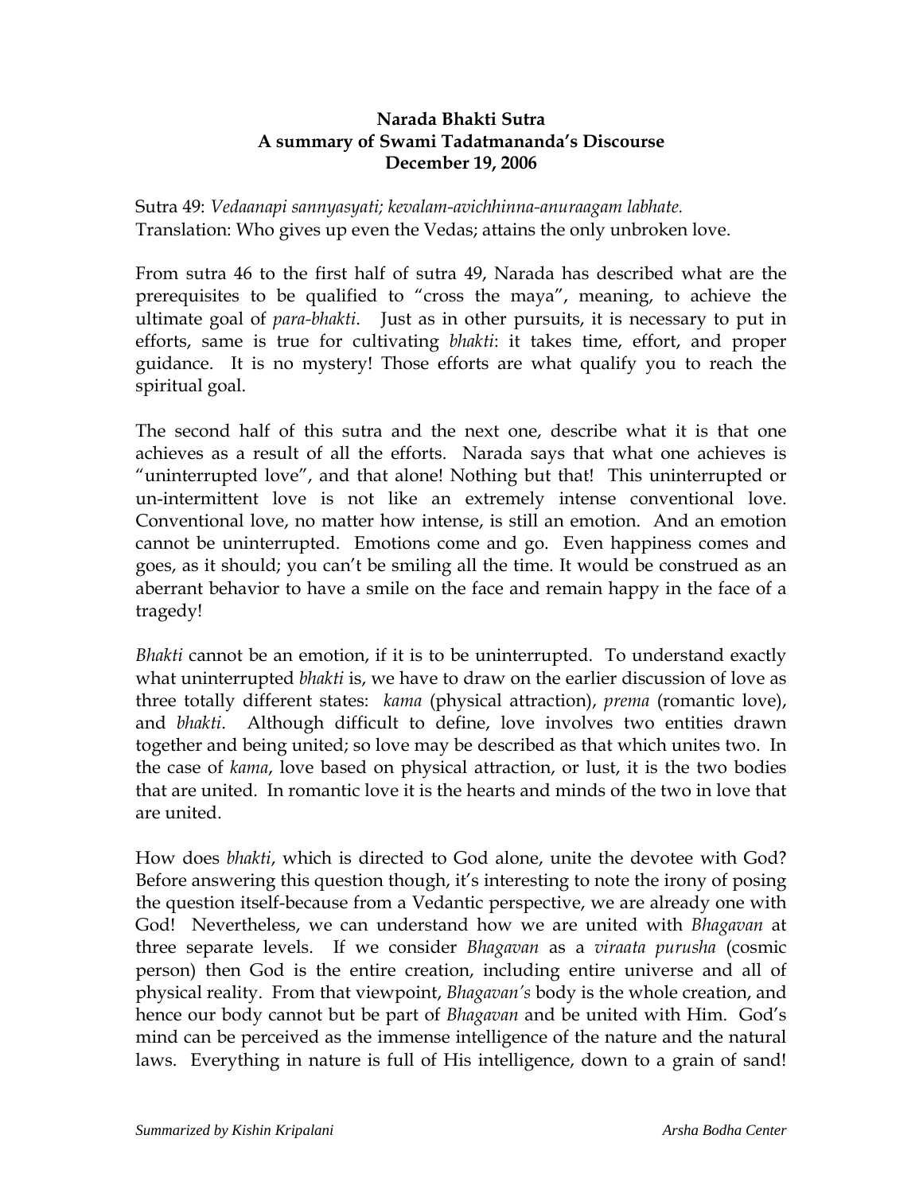**Narada Bhakti Sutra**
**A summary of Swami Tadatmananda's Discourse**
**December 19, 2006**

Sutra 49: *Vedaanapi sannyasyati; kevalam-avichhinna-anuraagam labhate.*
Translation: Who gives up even the Vedas; attains the only unbroken love.

From sutra 46 to the first half of sutra 49, Narada has described what are the prerequisites to be qualified to "cross the maya", meaning, to achieve the ultimate goal of *para-bhakti*. Just as in other pursuits, it is necessary to put in efforts, same is true for cultivating *bhakti*: it takes time, effort, and proper guidance. It is no mystery! Those efforts are what qualify you to reach the spiritual goal.

The second half of this sutra and the next one, describe what it is that one achieves as a result of all the efforts. Narada says that what one achieves is "uninterrupted love", and that alone! Nothing but that! This uninterrupted or un-intermittent love is not like an extremely intense conventional love. Conventional love, no matter how intense, is still an emotion. And an emotion cannot be uninterrupted. Emotions come and go. Even happiness comes and goes, as it should; you can't be smiling all the time. It would be construed as an aberrant behavior to have a smile on the face and remain happy in the face of a tragedy!

*Bhakti* cannot be an emotion, if it is to be uninterrupted. To understand exactly what uninterrupted *bhakti* is, we have to draw on the earlier discussion of love as three totally different states: *kama* (physical attraction), *prema* (romantic love), and *bhakti*. Although difficult to define, love involves two entities drawn together and being united; so love may be described as that which unites two. In the case of *kama*, love based on physical attraction, or lust, it is the two bodies that are united. In romantic love it is the hearts and minds of the two in love that are united.

How does *bhakti*, which is directed to God alone, unite the devotee with God? Before answering this question though, it's interesting to note the irony of posing the question itself-because from a Vedantic perspective, we are already one with God! Nevertheless, we can understand how we are united with *Bhagavan* at three separate levels. If we consider *Bhagavan* as a *viraata purusha* (cosmic person) then God is the entire creation, including entire universe and all of physical reality. From that viewpoint, *Bhagavan's* body is the whole creation, and hence our body cannot but be part of *Bhagavan* and be united with Him. God's mind can be perceived as the immense intelligence of the nature and the natural laws. Everything in nature is full of His intelligence, down to a grain of sand!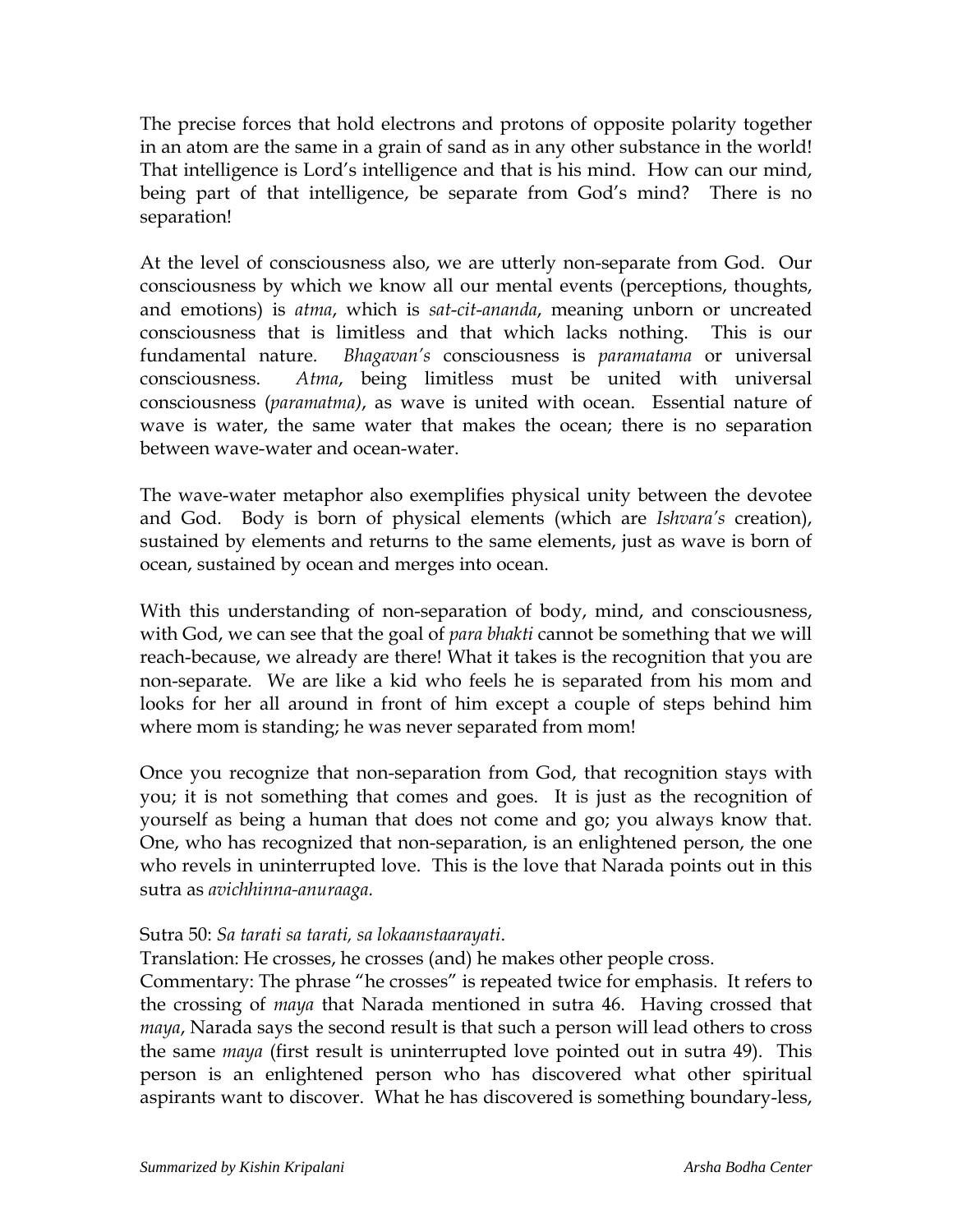The precise forces that hold electrons and protons of opposite polarity together in an atom are the same in a grain of sand as in any other substance in the world! That intelligence is Lord's intelligence and that is his mind. How can our mind, being part of that intelligence, be separate from God's mind? There is no separation!

At the level of consciousness also, we are utterly non-separate from God. Our consciousness by which we know all our mental events (perceptions, thoughts, and emotions) is *atma*, which is *sat-cit-ananda*, meaning unborn or uncreated consciousness that is limitless and that which lacks nothing. This is our fundamental nature. *Bhagavan's* consciousness is *paramatama* or universal consciousness. *Atma*, being limitless must be united with universal consciousness (*paramatma)*, as wave is united with ocean. Essential nature of wave is water, the same water that makes the ocean; there is no separation between wave-water and ocean-water.

The wave-water metaphor also exemplifies physical unity between the devotee and God. Body is born of physical elements (which are *Ishvara's* creation), sustained by elements and returns to the same elements, just as wave is born of ocean, sustained by ocean and merges into ocean.

With this understanding of non-separation of body, mind, and consciousness, with God, we can see that the goal of *para bhakti* cannot be something that we will reach-because, we already are there! What it takes is the recognition that you are non-separate. We are like a kid who feels he is separated from his mom and looks for her all around in front of him except a couple of steps behind him where mom is standing; he was never separated from mom!

Once you recognize that non-separation from God, that recognition stays with you; it is not something that comes and goes. It is just as the recognition of yourself as being a human that does not come and go; you always know that. One, who has recognized that non-separation, is an enlightened person, the one who revels in uninterrupted love. This is the love that Narada points out in this sutra as *avichhinna-anuraaga.*

Sutra 50: *Sa tarati sa tarati, sa lokaanstaarayati*.
Translation: He crosses, he crosses (and) he makes other people cross.
Commentary: The phrase "he crosses" is repeated twice for emphasis. It refers to the crossing of *maya* that Narada mentioned in sutra 46. Having crossed that *maya*, Narada says the second result is that such a person will lead others to cross the same *maya* (first result is uninterrupted love pointed out in sutra 49). This person is an enlightened person who has discovered what other spiritual aspirants want to discover. What he has discovered is something boundary-less,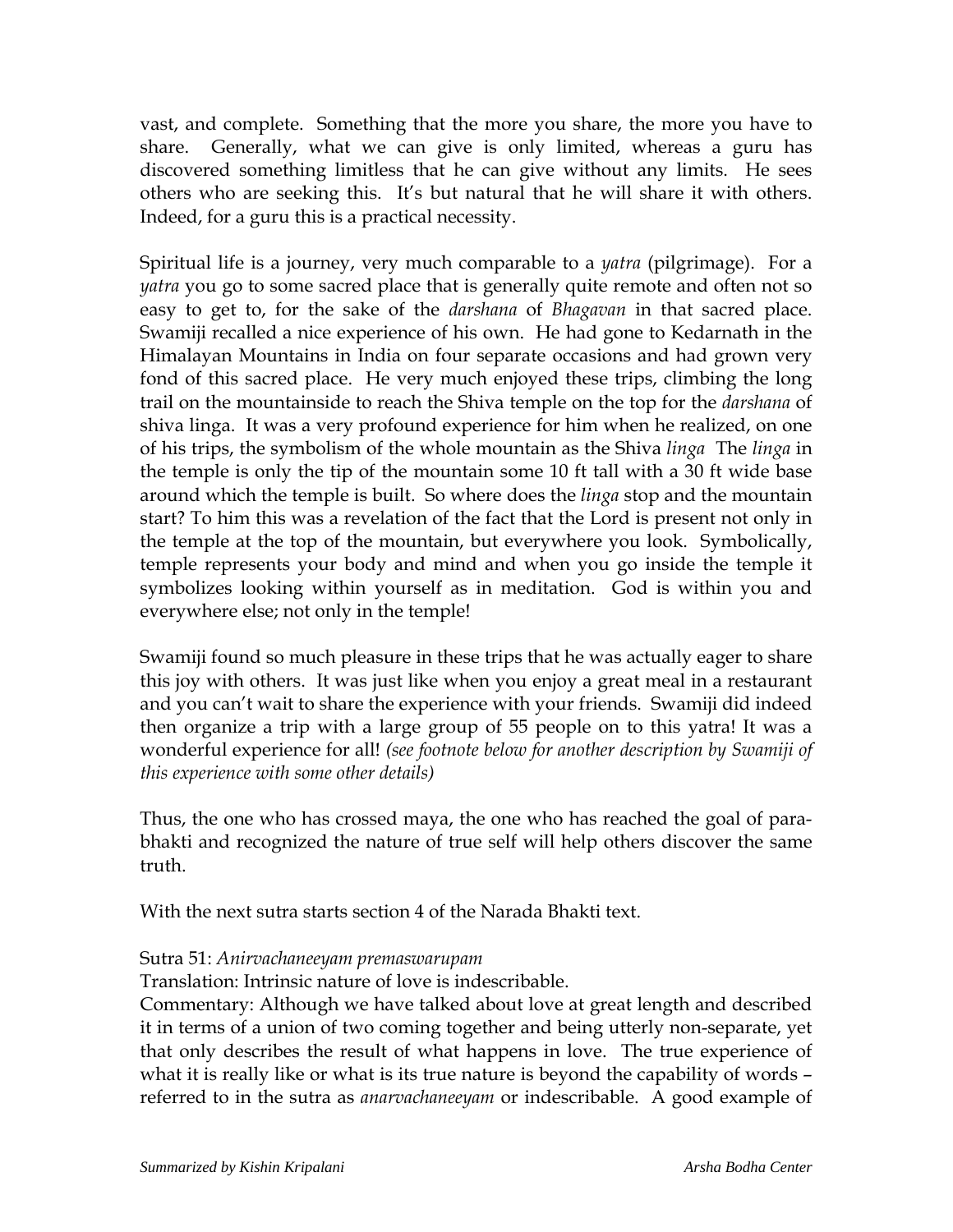vast, and complete. Something that the more you share, the more you have to share. Generally, what we can give is only limited, whereas a guru has discovered something limitless that he can give without any limits. He sees others who are seeking this. It's but natural that he will share it with others. Indeed, for a guru this is a practical necessity.

Spiritual life is a journey, very much comparable to a *yatra* (pilgrimage). For a *yatra* you go to some sacred place that is generally quite remote and often not so easy to get to, for the sake of the *darshana* of *Bhagavan* in that sacred place. Swamiji recalled a nice experience of his own. He had gone to Kedarnath in the Himalayan Mountains in India on four separate occasions and had grown very fond of this sacred place. He very much enjoyed these trips, climbing the long trail on the mountainside to reach the Shiva temple on the top for the *darshana* of shiva linga. It was a very profound experience for him when he realized, on one of his trips, the symbolism of the whole mountain as the Shiva *linga* The *linga* in the temple is only the tip of the mountain some 10 ft tall with a 30 ft wide base around which the temple is built. So where does the *linga* stop and the mountain start? To him this was a revelation of the fact that the Lord is present not only in the temple at the top of the mountain, but everywhere you look. Symbolically, temple represents your body and mind and when you go inside the temple it symbolizes looking within yourself as in meditation. God is within you and everywhere else; not only in the temple!

Swamiji found so much pleasure in these trips that he was actually eager to share this joy with others. It was just like when you enjoy a great meal in a restaurant and you can't wait to share the experience with your friends. Swamiji did indeed then organize a trip with a large group of 55 people on to this yatra! It was a wonderful experience for all! *(see footnote below for another description by Swamiji of this experience with some other details)*

Thus, the one who has crossed maya, the one who has reached the goal of para-bhakti and recognized the nature of true self will help others discover the same truth.

With the next sutra starts section 4 of the Narada Bhakti text.

Sutra 51: *Anirvachaneeyam premaswarupam*
Translation: Intrinsic nature of love is indescribable.
Commentary: Although we have talked about love at great length and described it in terms of a union of two coming together and being utterly non-separate, yet that only describes the result of what happens in love. The true experience of what it is really like or what is its true nature is beyond the capability of words – referred to in the sutra as *anarvachaneeyam* or indescribable. A good example of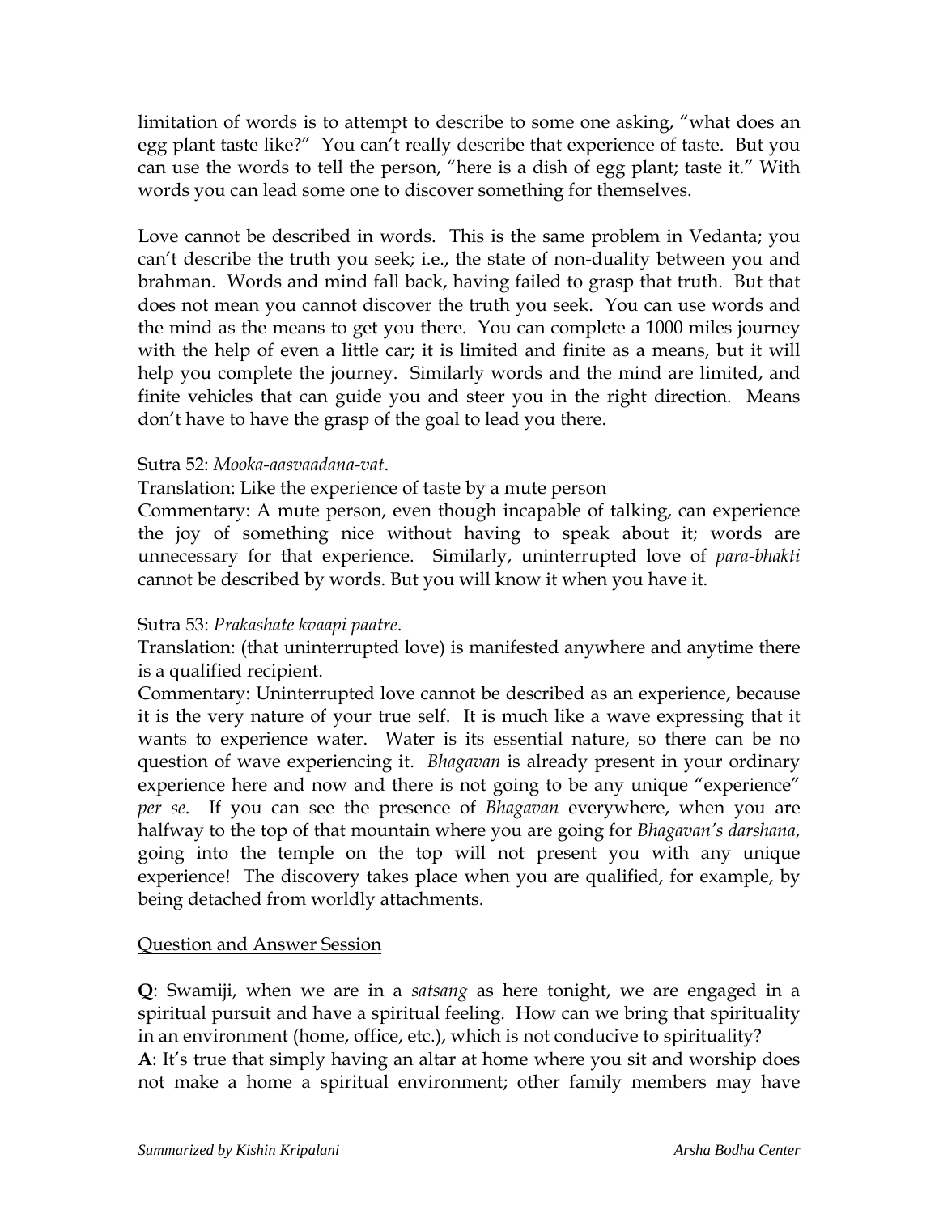limitation of words is to attempt to describe to some one asking, "what does an egg plant taste like?" You can't really describe that experience of taste. But you can use the words to tell the person, "here is a dish of egg plant; taste it." With words you can lead some one to discover something for themselves.

Love cannot be described in words. This is the same problem in Vedanta; you can't describe the truth you seek; i.e., the state of non-duality between you and brahman. Words and mind fall back, having failed to grasp that truth. But that does not mean you cannot discover the truth you seek. You can use words and the mind as the means to get you there. You can complete a 1000 miles journey with the help of even a little car; it is limited and finite as a means, but it will help you complete the journey. Similarly words and the mind are limited, and finite vehicles that can guide you and steer you in the right direction. Means don't have to have the grasp of the goal to lead you there.

Sutra 52: *Mooka-aasvaadana-vat*.

Translation: Like the experience of taste by a mute person

Commentary: A mute person, even though incapable of talking, can experience the joy of something nice without having to speak about it; words are unnecessary for that experience. Similarly, uninterrupted love of *para-bhakti* cannot be described by words. But you will know it when you have it.

Sutra 53: *Prakashate kvaapi paatre*.

Translation: (that uninterrupted love) is manifested anywhere and anytime there is a qualified recipient.

Commentary: Uninterrupted love cannot be described as an experience, because it is the very nature of your true self. It is much like a wave expressing that it wants to experience water. Water is its essential nature, so there can be no question of wave experiencing it. *Bhagavan* is already present in your ordinary experience here and now and there is not going to be any unique "experience" *per se*. If you can see the presence of *Bhagavan* everywhere, when you are halfway to the top of that mountain where you are going for *Bhagavan's darshana*, going into the temple on the top will not present you with any unique experience! The discovery takes place when you are qualified, for example, by being detached from worldly attachments.

<u>Question and Answer Session</u>

**Q**: Swamiji, when we are in a *satsang* as here tonight, we are engaged in a spiritual pursuit and have a spiritual feeling. How can we bring that spirituality in an environment (home, office, etc.), which is not conducive to spirituality?

**A**: It's true that simply having an altar at home where you sit and worship does not make a home a spiritual environment; other family members may have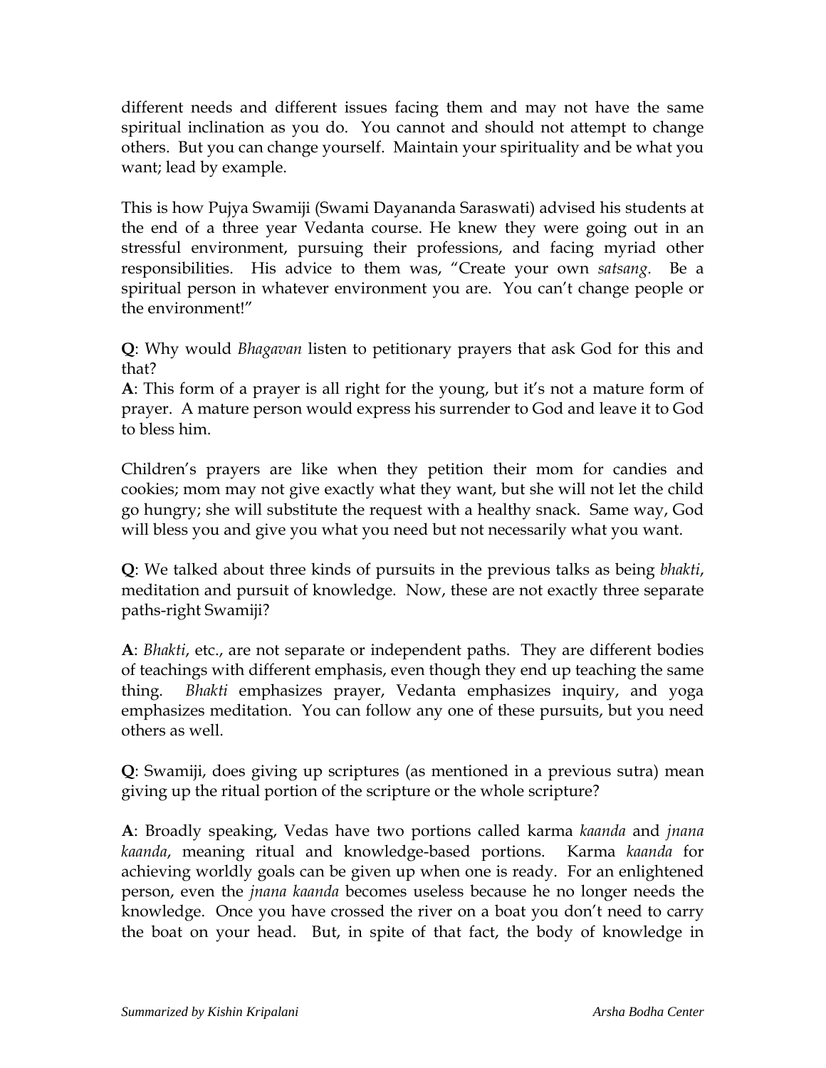different needs and different issues facing them and may not have the same spiritual inclination as you do. You cannot and should not attempt to change others. But you can change yourself. Maintain your spirituality and be what you want; lead by example.

This is how Pujya Swamiji (Swami Dayananda Saraswati) advised his students at the end of a three year Vedanta course. He knew they were going out in an stressful environment, pursuing their professions, and facing myriad other responsibilities. His advice to them was, "Create your own *satsang*. Be a spiritual person in whatever environment you are. You can't change people or the environment!"

**Q**: Why would *Bhagavan* listen to petitionary prayers that ask God for this and that?
**A**: This form of a prayer is all right for the young, but it's not a mature form of prayer. A mature person would express his surrender to God and leave it to God to bless him.

Children's prayers are like when they petition their mom for candies and cookies; mom may not give exactly what they want, but she will not let the child go hungry; she will substitute the request with a healthy snack. Same way, God will bless you and give you what you need but not necessarily what you want.

**Q**: We talked about three kinds of pursuits in the previous talks as being *bhakti*, meditation and pursuit of knowledge. Now, these are not exactly three separate paths-right Swamiji?

**A**: *Bhakti*, etc., are not separate or independent paths. They are different bodies of teachings with different emphasis, even though they end up teaching the same thing. *Bhakti* emphasizes prayer, Vedanta emphasizes inquiry, and yoga emphasizes meditation. You can follow any one of these pursuits, but you need others as well.

**Q**: Swamiji, does giving up scriptures (as mentioned in a previous sutra) mean giving up the ritual portion of the scripture or the whole scripture?

**A**: Broadly speaking, Vedas have two portions called karma *kaanda* and *jnana kaanda*, meaning ritual and knowledge-based portions. Karma *kaanda* for achieving worldly goals can be given up when one is ready. For an enlightened person, even the *jnana kaanda* becomes useless because he no longer needs the knowledge. Once you have crossed the river on a boat you don't need to carry the boat on your head. But, in spite of that fact, the body of knowledge in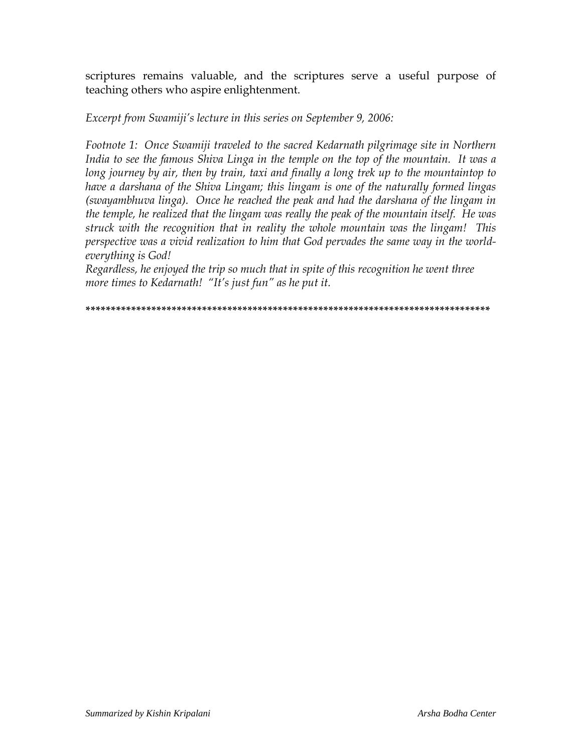scriptures remains valuable, and the scriptures serve a useful purpose of teaching others who aspire enlightenment.

*Excerpt from Swamiji's lecture in this series on September 9, 2006:*

*Footnote 1: Once Swamiji traveled to the sacred Kedarnath pilgrimage site in Northern India to see the famous Shiva Linga in the temple on the top of the mountain. It was a long journey by air, then by train, taxi and finally a long trek up to the mountaintop to have a darshana of the Shiva Lingam; this lingam is one of the naturally formed lingas (swayambhuva linga). Once he reached the peak and had the darshana of the lingam in the temple, he realized that the lingam was really the peak of the mountain itself. He was struck with the recognition that in reality the whole mountain was the lingam! This perspective was a vivid realization to him that God pervades the same way in the world-everything is God!*

*Regardless, he enjoyed the trip so much that in spite of this recognition he went three more times to Kedarnath! "It's just fun" as he put it.*

********************************************************************************

*Summarized by Kishin Kripalani* *Arsha Bodha Center*